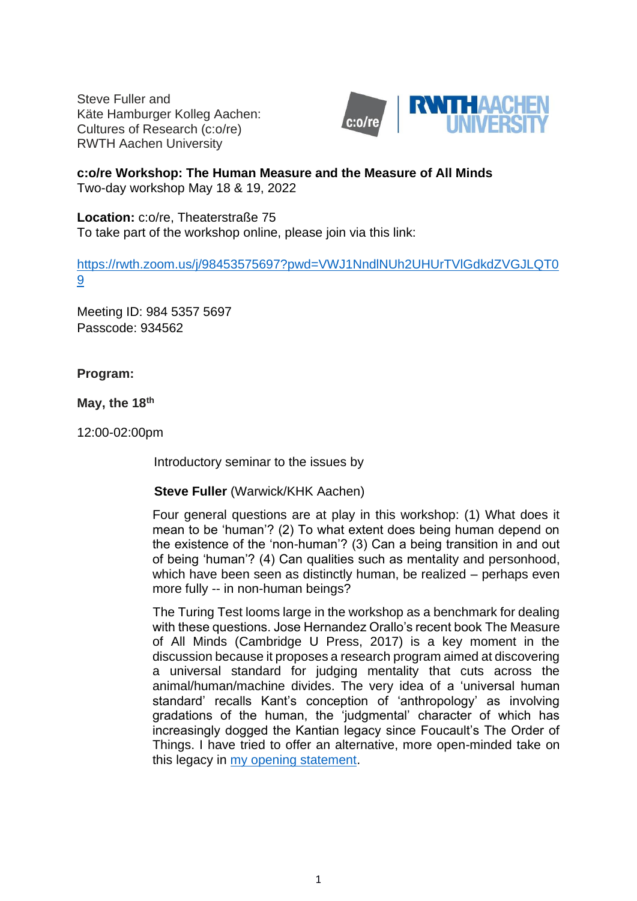Steve Fuller and
Käte Hamburger Kolleg Aachen:
Cultures of Research (c:o/re)
RWTH Aachen University

**c:o/re Workshop: The Human Measure and the Measure of All Minds**
Two-day workshop May 18 & 19, 2022

**Location:** c:o/re, Theaterstraße 75
To take part of the workshop online, please join via this link:

[https://rwth.zoom.us/j/98453575697?pwd=VWJ1NndlNUh2UHUrTVlGdkdZVGJLQT09](https://rwth.zoom.us/j/98453575697?pwd=VWJ1NndlNUh2UHUrTVlGdkdZVGJLQT09)

Meeting ID: 984 5357 5697
Passcode: 934562

**Program:**

**May, the 18th**

12:00-02:00pm

Introductory seminar to the issues by

**Steve Fuller** (Warwick/KHK Aachen)

Four general questions are at play in this workshop: (1) What does it mean to be 'human'? (2) To what extent does being human depend on the existence of the 'non-human'? (3) Can a being transition in and out of being 'human'? (4) Can qualities such as mentality and personhood, which have been seen as distinctly human, be realized – perhaps even more fully -- in non-human beings?

The Turing Test looms large in the workshop as a benchmark for dealing with these questions. Jose Hernandez Orallo's recent book The Measure of All Minds (Cambridge U Press, 2017) is a key moment in the discussion because it proposes a research program aimed at discovering a universal standard for judging mentality that cuts across the animal/human/machine divides. The very idea of a 'universal human standard' recalls Kant's conception of 'anthropology' as involving gradations of the human, the 'judgmental' character of which has increasingly dogged the Kantian legacy since Foucault's The Order of Things. I have tried to offer an alternative, more open-minded take on this legacy in my opening statement.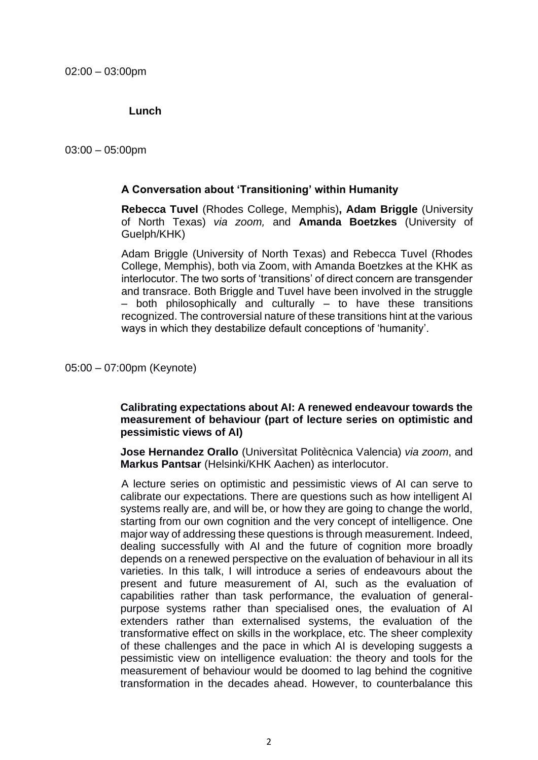02:00 – 03:00pm

**Lunch**

03:00 – 05:00pm

**A Conversation about 'Transitioning' within Humanity**

**Rebecca Tuvel** (Rhodes College, Memphis)**, Adam Briggle** (University of North Texas) *via zoom,* and **Amanda Boetzkes** (University of Guelph/KHK)

Adam Briggle (University of North Texas) and Rebecca Tuvel (Rhodes College, Memphis), both via Zoom, with Amanda Boetzkes at the KHK as interlocutor. The two sorts of 'transitions' of direct concern are transgender and transrace. Both Briggle and Tuvel have been involved in the struggle – both philosophically and culturally – to have these transitions recognized. The controversial nature of these transitions hint at the various ways in which they destabilize default conceptions of 'humanity'.

05:00 – 07:00pm (Keynote)

**Calibrating expectations about AI: A renewed endeavour towards the measurement of behaviour (part of lecture series on optimistic and pessimistic views of AI)**

**Jose Hernandez Orallo** (Universìtat Politècnica Valencia) *via zoom*, and **Markus Pantsar** (Helsinki/KHK Aachen) as interlocutor.

A lecture series on optimistic and pessimistic views of AI can serve to calibrate our expectations. There are questions such as how intelligent AI systems really are, and will be, or how they are going to change the world, starting from our own cognition and the very concept of intelligence. One major way of addressing these questions is through measurement. Indeed, dealing successfully with AI and the future of cognition more broadly depends on a renewed perspective on the evaluation of behaviour in all its varieties. In this talk, I will introduce a series of endeavours about the present and future measurement of AI, such as the evaluation of capabilities rather than task performance, the evaluation of general-purpose systems rather than specialised ones, the evaluation of AI extenders rather than externalised systems, the evaluation of the transformative effect on skills in the workplace, etc. The sheer complexity of these challenges and the pace in which AI is developing suggests a pessimistic view on intelligence evaluation: the theory and tools for the measurement of behaviour would be doomed to lag behind the cognitive transformation in the decades ahead. However, to counterbalance this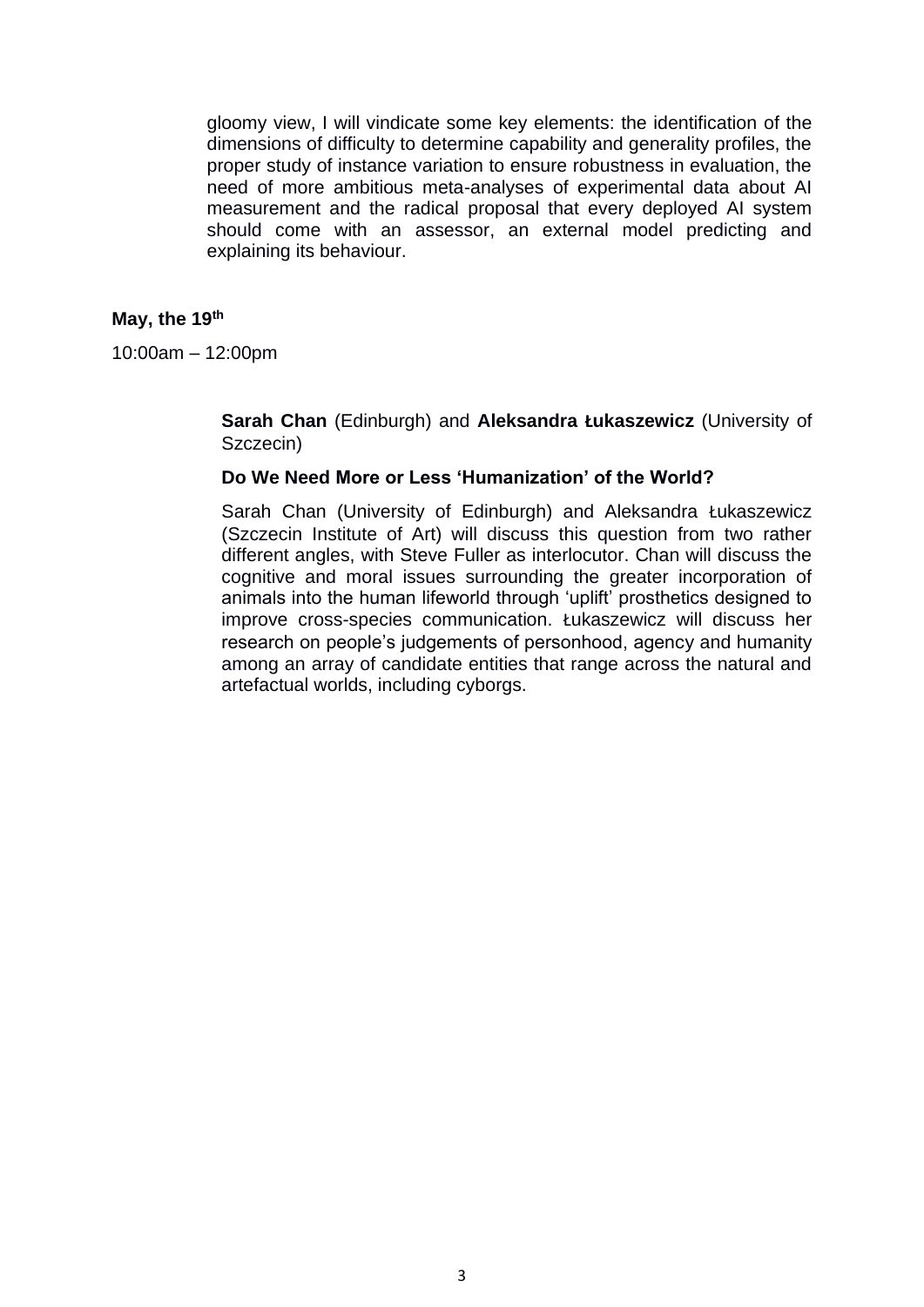gloomy view, I will vindicate some key elements: the identification of the dimensions of difficulty to determine capability and generality profiles, the proper study of instance variation to ensure robustness in evaluation, the need of more ambitious meta-analyses of experimental data about AI measurement and the radical proposal that every deployed AI system should come with an assessor, an external model predicting and explaining its behaviour.

**May, the 19th**

10:00am – 12:00pm

**Sarah Chan** (Edinburgh) and **Aleksandra Łukaszewicz** (University of Szczecin)

**Do We Need More or Less 'Humanization' of the World?**

Sarah Chan (University of Edinburgh) and Aleksandra Łukaszewicz (Szczecin Institute of Art) will discuss this question from two rather different angles, with Steve Fuller as interlocutor. Chan will discuss the cognitive and moral issues surrounding the greater incorporation of animals into the human lifeworld through 'uplift' prosthetics designed to improve cross-species communication. Łukaszewicz will discuss her research on people's judgements of personhood, agency and humanity among an array of candidate entities that range across the natural and artefactual worlds, including cyborgs.